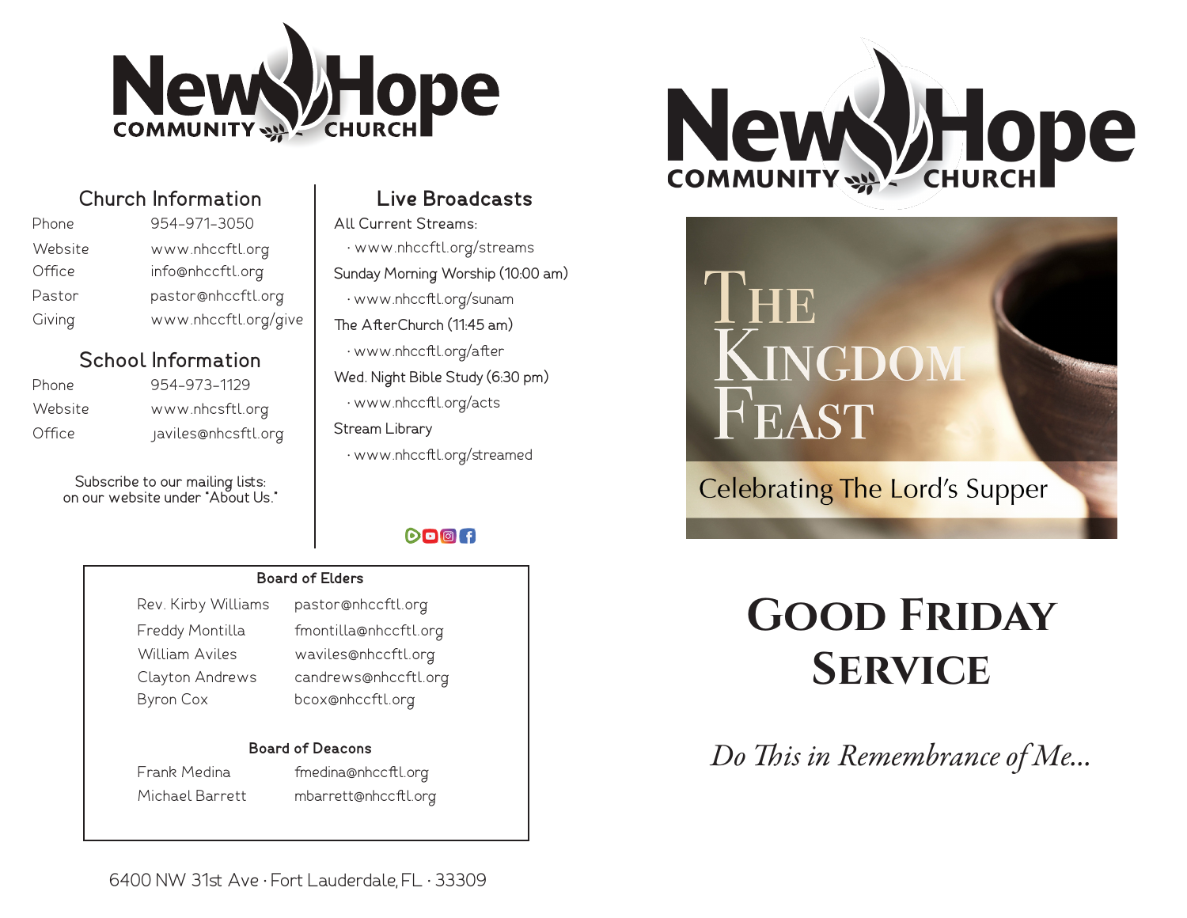# New Hope Community Church

## Church Information

| | |
|---|---|
| Phone | 954-971-3050 |
| Website | www.nhccftl.org |
| Office | info@nhccftl.org |
| Pastor | pastor@nhccftl.org |
| Giving | www.nhccftl.org/give |

## School Information

| | |
|---|---|
| Phone | 954-973-1129 |
| Website | www.nhcsftl.org |
| Office | javiles@nhcsftl.org |

Subscribe to our mailing lists:
on our website under "About Us."

## Live Broadcasts

All Current Streams:
- www.nhccftl.org/streams

Sunday Morning Worship (10:00 am)
- www.nhccftl.org/sunam

The AfterChurch (11:45 am)
- www.nhccftl.org/after

Wed. Night Bible Study (6:30 pm)
- www.nhccftl.org/acts

Stream Library
- www.nhccftl.org/streamed

### Board of Elders

| | |
|---|---|
| Rev. Kirby Williams | pastor@nhccftl.org |
| Freddy Montilla | fmontilla@nhccftl.org |
| William Aviles | waviles@nhccftl.org |
| Clayton Andrews | candrews@nhccftl.org |
| Byron Cox | bcox@nhccftl.org |

### Board of Deacons

| | |
|---|---|
| Frank Medina | fmedina@nhccftl.org |
| Michael Barrett | mbarrett@nhccftl.org |

6400 NW 31st Ave · Fort Lauderdale, FL · 33309

# New Hope Community Church

## The Kingdom Feast

Celebrating The Lord's Supper

# Good Friday Service

*Do This in Remembrance of Me...*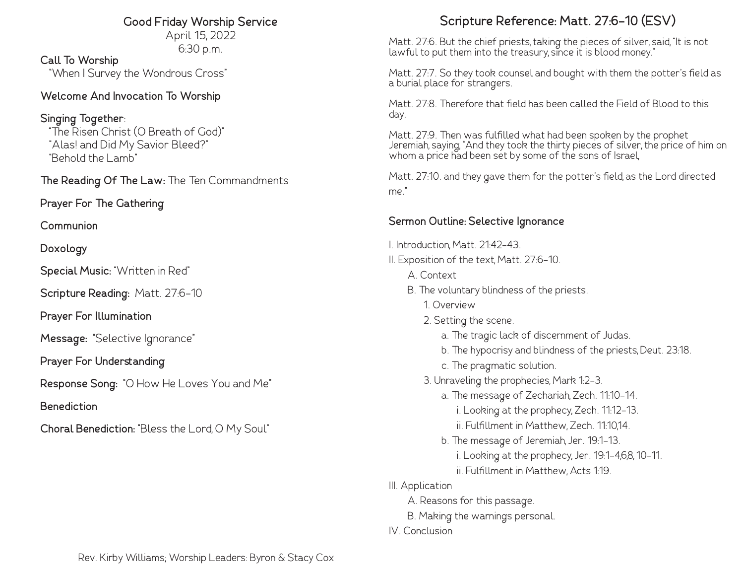## Good Friday Worship Service

April 15, 2022
6:30 p.m.

**Call To Worship**
"When I Survey the Wondrous Cross"

**Welcome And Invocation To Worship**

**Singing Together**:
"The Risen Christ (O Breath of God)"
"Alas! and Did My Savior Bleed?"
"Behold the Lamb"

**The Reading Of The Law:** The Ten Commandments

**Prayer For The Gathering**

**Communion**

**Doxology**

**Special Music:** "Written in Red"

**Scripture Reading:** Matt. 27:6-10

**Prayer For Illumination**

**Message:** "Selective Ignorance"

**Prayer For Understanding**

**Response Song:** "O How He Loves You and Me"

**Benediction**

**Choral Benediction:** "Bless the Lord, O My Soul"

Rev. Kirby Williams; Worship Leaders: Byron & Stacy Cox

## Scripture Reference: Matt. 27:6-10 (ESV)

Matt. 27:6. But the chief priests, taking the pieces of silver, said, "It is not lawful to put them into the treasury, since it is blood money."

Matt. 27:7. So they took counsel and bought with them the potter's field as a burial place for strangers.

Matt. 27:8. Therefore that field has been called the Field of Blood to this day.

Matt. 27:9. Then was fulfilled what had been spoken by the prophet Jeremiah, saying, "And they took the thirty pieces of silver, the price of him on whom a price had been set by some of the sons of Israel,

Matt. 27:10. and they gave them for the potter's field, as the Lord directed me."

### Sermon Outline: Selective Ignorance

I. Introduction, Matt. 21:42-43.
II. Exposition of the text, Matt. 27:6-10.
- A. Context
- B. The voluntary blindness of the priests.
  - 1. Overview
  - 2. Setting the scene.
    - a. The tragic lack of discernment of Judas.
    - b. The hypocrisy and blindness of the priests, Deut. 23:18.
    - c. The pragmatic solution.
  - 3. Unraveling the prophecies, Mark 1:2-3.
    - a. The message of Zechariah, Zech. 11:10-14.
      - i. Looking at the prophecy, Zech. 11:12-13.
      - ii. Fulfillment in Matthew, Zech. 11:10,14.
    - b. The message of Jeremiah, Jer. 19:1-13.
      - i. Looking at the prophecy, Jer. 19:1-4,6,8, 10-11.
      - ii. Fulfillment in Matthew, Acts 1:19.

III. Application
- A. Reasons for this passage.
- B. Making the warnings personal.

IV. Conclusion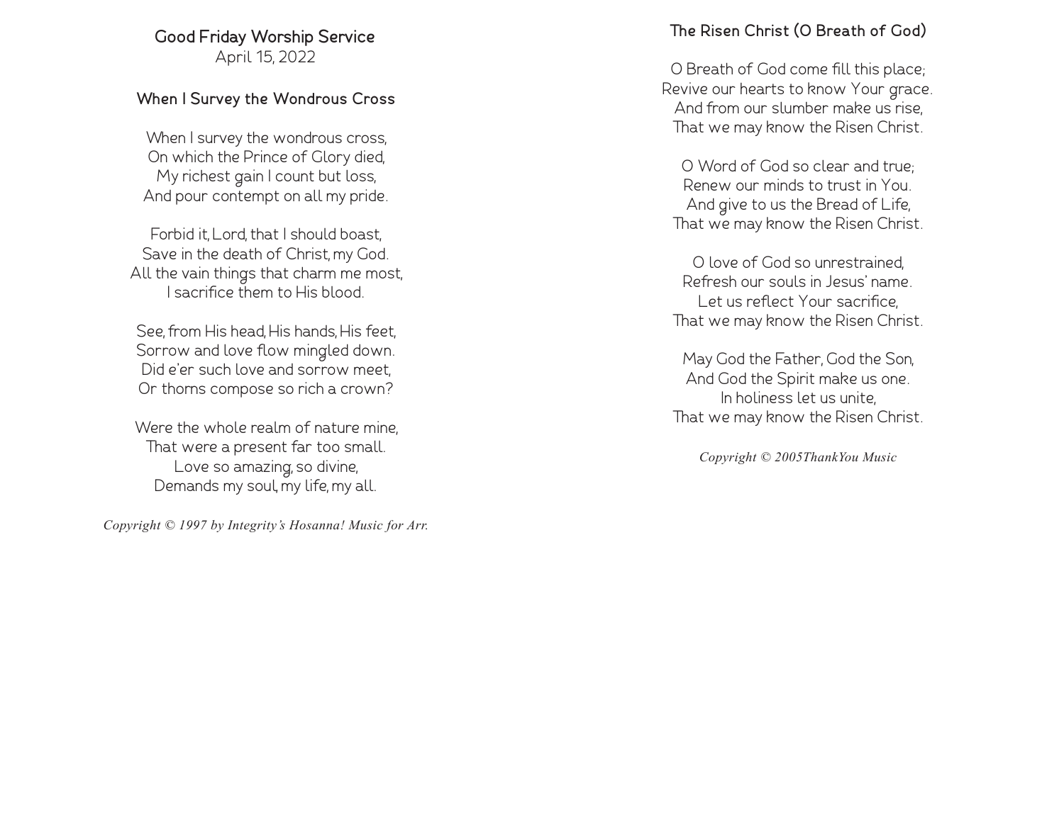# Good Friday Worship Service

April 15, 2022

## When I Survey the Wondrous Cross

When I survey the wondrous cross,
On which the Prince of Glory died,
My richest gain I count but loss,
And pour contempt on all my pride.

Forbid it, Lord, that I should boast,
Save in the death of Christ, my God.
All the vain things that charm me most,
I sacrifice them to His blood.

See, from His head, His hands, His feet,
Sorrow and love flow mingled down.
Did e'er such love and sorrow meet,
Or thorns compose so rich a crown?

Were the whole realm of nature mine,
That were a present far too small.
Love so amazing, so divine,
Demands my soul, my life, my all.

*Copyright © 1997 by Integrity's Hosanna! Music for Arr.*

## The Risen Christ (O Breath of God)

O Breath of God come fill this place;
Revive our hearts to know Your grace.
And from our slumber make us rise,
That we may know the Risen Christ.

O Word of God so clear and true;
Renew our minds to trust in You.
And give to us the Bread of Life,
That we may know the Risen Christ.

O love of God so unrestrained,
Refresh our souls in Jesus' name.
Let us reflect Your sacrifice,
That we may know the Risen Christ.

May God the Father, God the Son,
And God the Spirit make us one.
In holiness let us unite,
That we may know the Risen Christ.

*Copyright © 2005ThankYou Music*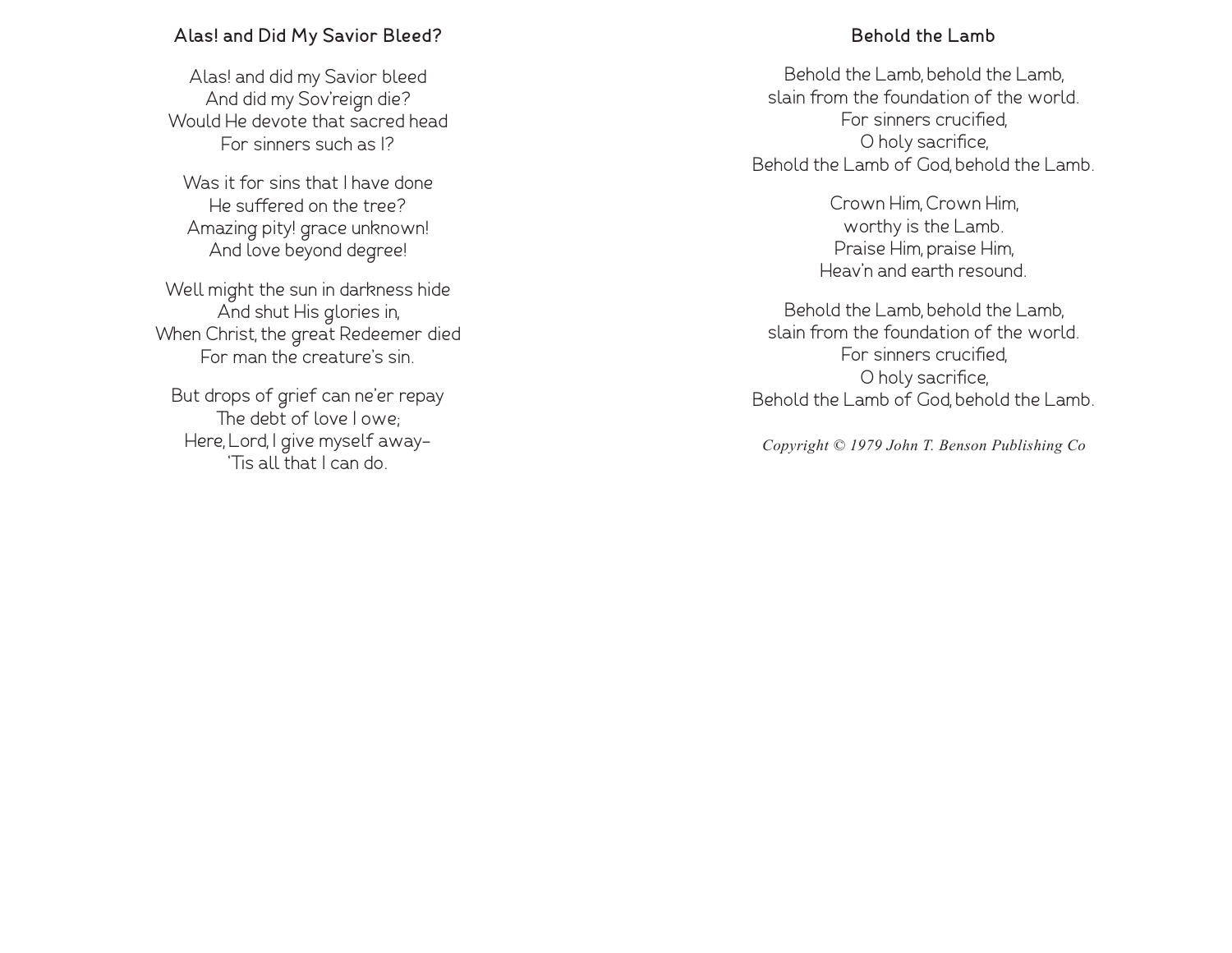## Alas! and Did My Savior Bleed?

Alas! and did my Savior bleed
And did my Sov'reign die?
Would He devote that sacred head
For sinners such as I?

Was it for sins that I have done
He suffered on the tree?
Amazing pity! grace unknown!
And love beyond degree!

Well might the sun in darkness hide
And shut His glories in,
When Christ, the great Redeemer died
For man the creature's sin.

But drops of grief can ne'er repay
The debt of love I owe;
Here, Lord, I give myself away–
'Tis all that I can do.

## Behold the Lamb

Behold the Lamb, behold the Lamb,
slain from the foundation of the world.
For sinners crucified,
O holy sacrifice,
Behold the Lamb of God, behold the Lamb.

Crown Him, Crown Him,
worthy is the Lamb.
Praise Him, praise Him,
Heav'n and earth resound.

Behold the Lamb, behold the Lamb,
slain from the foundation of the world.
For sinners crucified,
O holy sacrifice,
Behold the Lamb of God, behold the Lamb.

*Copyright © 1979 John T. Benson Publishing Co*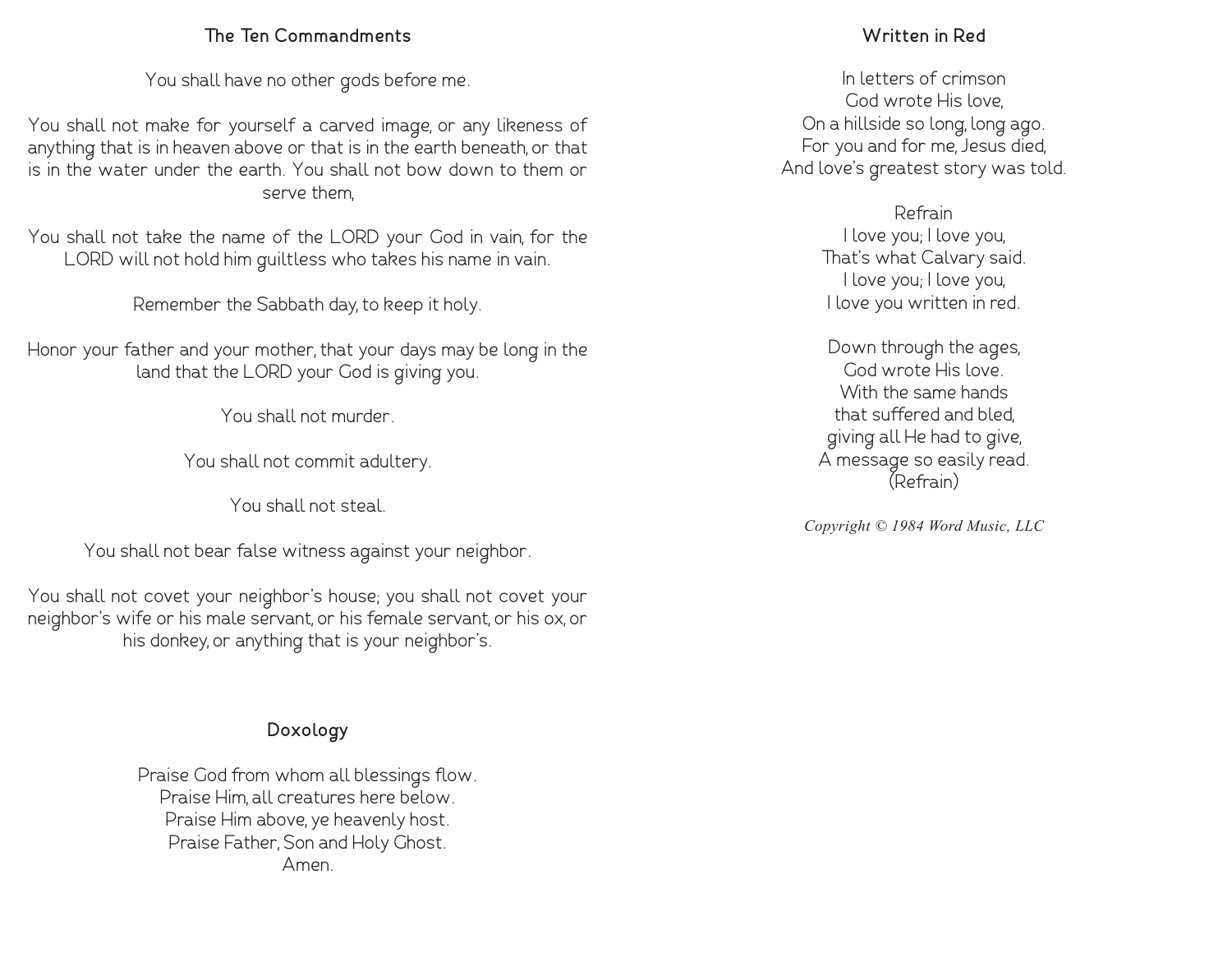## The Ten Commandments

You shall have no other gods before me.

You shall not make for yourself a carved image, or any likeness of anything that is in heaven above or that is in the earth beneath, or that is in the water under the earth. You shall not bow down to them or serve them,

You shall not take the name of the LORD your God in vain, for the LORD will not hold him guiltless who takes his name in vain.

Remember the Sabbath day, to keep it holy.

Honor your father and your mother, that your days may be long in the land that the LORD your God is giving you.

You shall not murder.

You shall not commit adultery.

You shall not steal.

You shall not bear false witness against your neighbor.

You shall not covet your neighbor's house; you shall not covet your neighbor's wife or his male servant, or his female servant, or his ox, or his donkey, or anything that is your neighbor's.

## Doxology

Praise God from whom all blessings flow.
Praise Him, all creatures here below.
Praise Him above, ye heavenly host.
Praise Father, Son and Holy Ghost.
Amen.

## Written in Red

In letters of crimson
God wrote His love,
On a hillside so long, long ago.
For you and for me, Jesus died,
And love's greatest story was told.

Refrain
I love you; I love you,
That's what Calvary said.
I love you; I love you,
I love you written in red.

Down through the ages,
God wrote His love.
With the same hands
that suffered and bled,
giving all He had to give,
A message so easily read.
(Refrain)

*Copyright © 1984 Word Music, LLC*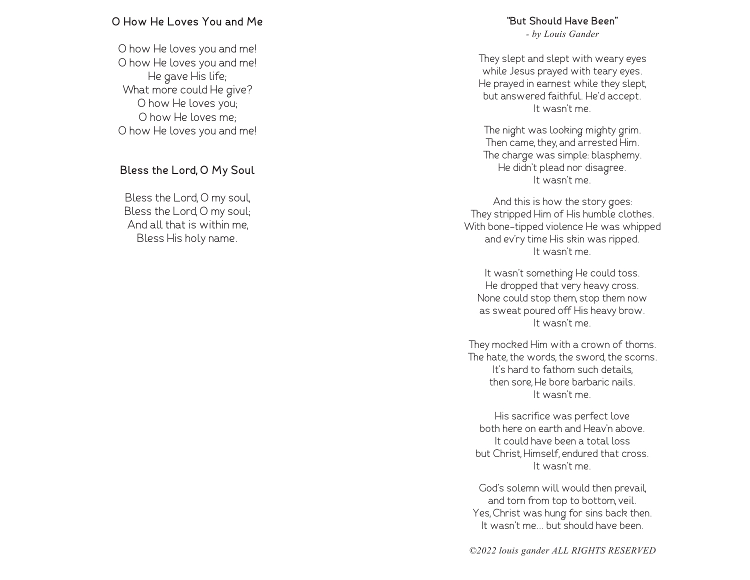## O How He Loves You and Me

O how He loves you and me!
O how He loves you and me!
He gave His life;
What more could He give?
O how He loves you;
O how He loves me;
O how He loves you and me!

## Bless the Lord, O My Soul

Bless the Lord, O my soul,
Bless the Lord, O my soul;
And all that is within me,
Bless His holy name.

## "But Should Have Been"

*- by Louis Gander*

They slept and slept with weary eyes
while Jesus prayed with teary eyes.
He prayed in earnest while they slept,
but answered faithful. He'd accept.
It wasn't me.

The night was looking mighty grim.
Then came, they, and arrested Him.
The charge was simple: blasphemy.
He didn't plead nor disagree.
It wasn't me.

And this is how the story goes:
They stripped Him of His humble clothes.
With bone-tipped violence He was whipped
and ev'ry time His skin was ripped.
It wasn't me.

It wasn't something He could toss.
He dropped that very heavy cross.
None could stop them, stop them now
as sweat poured off His heavy brow.
It wasn't me.

They mocked Him with a crown of thorns.
The hate, the words, the sword, the scorns.
It's hard to fathom such details,
then sore, He bore barbaric nails.
It wasn't me.

His sacrifice was perfect love
both here on earth and Heav'n above.
It could have been a total loss
but Christ, Himself, endured that cross.
It wasn't me.

God's solemn will would then prevail,
and torn from top to bottom, veil.
Yes, Christ was hung for sins back then.
It wasn't me... but should have been.

*©2022 louis gander ALL RIGHTS RESERVED*